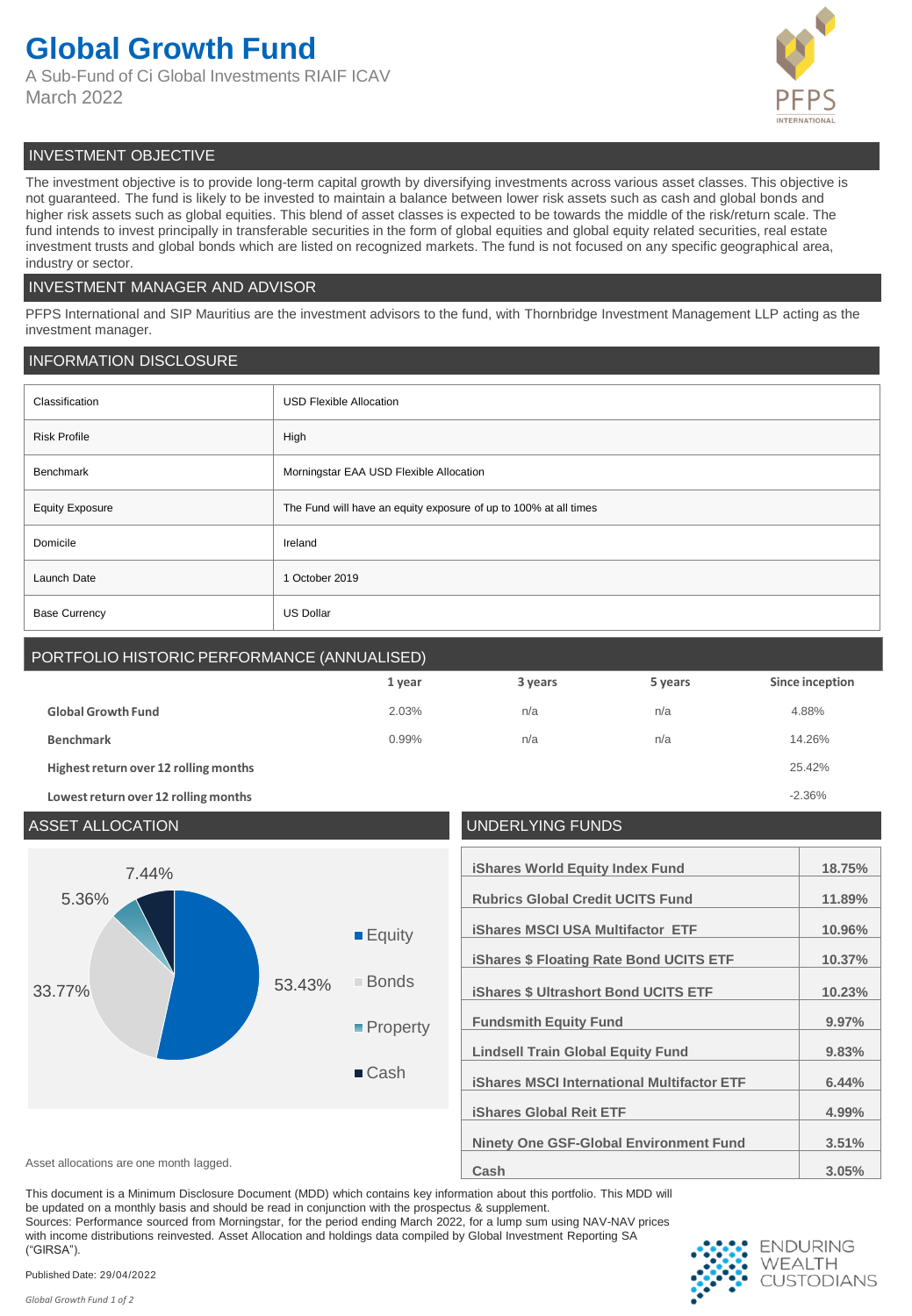# Global Growth Fund

A Sub-Fund of Ci Global Investments RIAIF ICAV
March 2022

PFPS INTERNATIONAL

## INVESTMENT OBJECTIVE

The investment objective is to provide long-term capital growth by diversifying investments across various asset classes. This objective is not guaranteed. The fund is likely to be invested to maintain a balance between lower risk assets such as cash and global bonds and higher risk assets such as global equities. This blend of asset classes is expected to be towards the middle of the risk/return scale. The fund intends to invest principally in transferable securities in the form of global equities and global equity related securities, real estate investment trusts and global bonds which are listed on recognized markets. The fund is not focused on any specific geographical area, industry or sector.

## INVESTMENT MANAGER AND ADVISOR

PFPS International and SIP Mauritius are the investment advisors to the fund, with Thornbridge Investment Management LLP acting as the investment manager.

## INFORMATION DISCLOSURE

| | |
|---|---|
| Classification | USD Flexible Allocation |
| Risk Profile | High |
| Benchmark | Morningstar EAA USD Flexible Allocation |
| Equity Exposure | The Fund will have an equity exposure of up to 100% at all times |
| Domicile | Ireland |
| Launch Date | 1 October 2019 |
| Base Currency | US Dollar |

## PORTFOLIO HISTORIC PERFORMANCE (ANNUALISED)

| | 1 year | 3 years | 5 years | Since inception |
|---|---|---|---|---|
| **Global Growth Fund** | 2.03% | n/a | n/a | 4.88% |
| **Benchmark** | 0.99% | n/a | n/a | 14.26% |
| **Highest return over 12 rolling months** | | | | 25.42% |
| **Lowest return over 12 rolling months** | | | | -2.36% |

## ASSET ALLOCATION

| Asset Class | Allocation |
|---|---|
| Equity | 53.43% |
| Bonds | 33.77% |
| Property | 5.36% |
| Cash | 7.44% |

Asset allocations are one month lagged.

## UNDERLYING FUNDS

| Fund | Weight |
|---|---|
| iShares World Equity Index Fund | 18.75% |
| Rubrics Global Credit UCITS Fund | 11.89% |
| iShares MSCI USA Multifactor ETF | 10.96% |
| iShares $ Floating Rate Bond UCITS ETF | 10.37% |
| iShares $ Ultrashort Bond UCITS ETF | 10.23% |
| Fundsmith Equity Fund | 9.97% |
| Lindsell Train Global Equity Fund | 9.83% |
| iShares MSCI International Multifactor ETF | 6.44% |
| iShares Global Reit ETF | 4.99% |
| Ninety One GSF-Global Environment Fund | 3.51% |
| Cash | 3.05% |

This document is a Minimum Disclosure Document (MDD) which contains key information about this portfolio. This MDD will be updated on a monthly basis and should be read in conjunction with the prospectus & supplement.
Sources: Performance sourced from Morningstar, for the period ending March 2022, for a lump sum using NAV-NAV prices with income distributions reinvested. Asset Allocation and holdings data compiled by Global Investment Reporting SA ("GIRSA").

Published Date: 29/04/2022

ENDURING WEALTH CUSTODIANS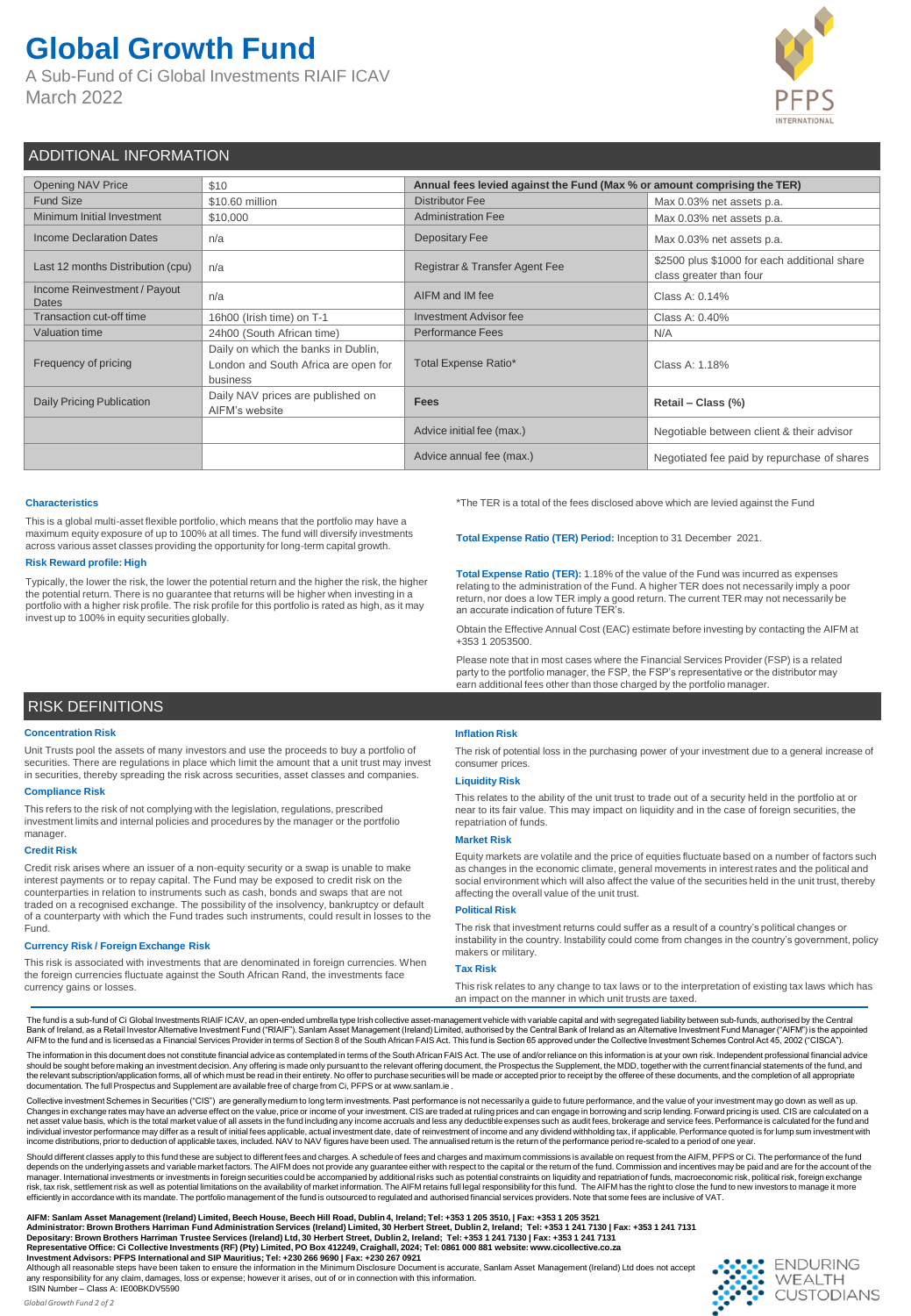# Global Growth Fund

A Sub-Fund of Ci Global Investments RIAIF ICAV
March 2022

## ADDITIONAL INFORMATION

| | | Annual fees levied against the Fund (Max % or amount comprising the TER) | |
|---|---|---|---|
| Opening NAV Price | $10 | | |
| Fund Size | $10.60 million | Distributor Fee | Max 0.03% net assets p.a. |
| Minimum Initial Investment | $10,000 | Administration Fee | Max 0.03% net assets p.a. |
| Income Declaration Dates | n/a | Depositary Fee | Max 0.03% net assets p.a. |
| Last 12 months Distribution (cpu) | n/a | Registrar & Transfer Agent Fee | $2500 plus $1000 for each additional share class greater than four |
| Income Reinvestment / Payout Dates | n/a | AIFM and IM fee | Class A: 0.14% |
| Transaction cut-off time | 16h00 (Irish time) on T-1 | Investment Advisor fee | Class A: 0.40% |
| Valuation time | 24h00 (South African time) | Performance Fees | N/A |
| Frequency of pricing | Daily on which the banks in Dublin, London and South Africa are open for business | Total Expense Ratio* | Class A: 1.18% |
| Daily Pricing Publication | Daily NAV prices are published on AIFM's website | **Fees** | **Retail – Class (%)** |
| | | Advice initial fee (max.) | Negotiable between client & their advisor |
| | | Advice annual fee (max.) | Negotiated fee paid by repurchase of shares |

### Characteristics

This is a global multi-asset flexible portfolio, which means that the portfolio may have a maximum equity exposure of up to 100% at all times. The fund will diversify investments across various asset classes providing the opportunity for long-term capital growth.

### Risk Reward profile: High

Typically, the lower the risk, the lower the potential return and the higher the risk, the higher the potential return. There is no guarantee that returns will be higher when investing in a portfolio with a higher risk profile. The risk profile for this portfolio is rated as high, as it may invest up to 100% in equity securities globally.

*The TER is a total of the fees disclosed above which are levied against the Fund

**Total Expense Ratio (TER) Period:** Inception to 31 December 2021.

**Total Expense Ratio (TER):** 1.18% of the value of the Fund was incurred as expenses relating to the administration of the Fund. A higher TER does not necessarily imply a poor return, nor does a low TER imply a good return. The current TER may not necessarily be an accurate indication of future TER's.

Obtain the Effective Annual Cost (EAC) estimate before investing by contacting the AIFM at +353 1 2053500.

Please note that in most cases where the Financial Services Provider (FSP) is a related party to the portfolio manager, the FSP, the FSP's representative or the distributor may earn additional fees other than those charged by the portfolio manager.

## RISK DEFINITIONS

### Concentration Risk

Unit Trusts pool the assets of many investors and use the proceeds to buy a portfolio of securities. There are regulations in place which limit the amount that a unit trust may invest in securities, thereby spreading the risk across securities, asset classes and companies.

### Compliance Risk

This refers to the risk of not complying with the legislation, regulations, prescribed investment limits and internal policies and procedures by the manager or the portfolio manager.

### Credit Risk

Credit risk arises where an issuer of a non-equity security or a swap is unable to make interest payments or to repay capital. The Fund may be exposed to credit risk on the counterparties in relation to instruments such as cash, bonds and swaps that are not traded on a recognised exchange. The possibility of the insolvency, bankruptcy or default of a counterparty with which the Fund trades such instruments, could result in losses to the Fund.

### Currency Risk / Foreign Exchange Risk

This risk is associated with investments that are denominated in foreign currencies. When the foreign currencies fluctuate against the South African Rand, the investments face currency gains or losses.

### Inflation Risk

The risk of potential loss in the purchasing power of your investment due to a general increase of consumer prices.

### Liquidity Risk

This relates to the ability of the unit trust to trade out of a security held in the portfolio at or near to its fair value. This may impact on liquidity and in the case of foreign securities, the repatriation of funds.

### Market Risk

Equity markets are volatile and the price of equities fluctuate based on a number of factors such as changes in the economic climate, general movements in interest rates and the political and social environment which will also affect the value of the securities held in the unit trust, thereby affecting the overall value of the unit trust.

### Political Risk

The risk that investment returns could suffer as a result of a country's political changes or instability in the country. Instability could come from changes in the country's government, policy makers or military.

### Tax Risk

This risk relates to any change to tax laws or to the interpretation of existing tax laws which has an impact on the manner in which unit trusts are taxed.

The fund is a sub-fund of Ci Global Investments RIAIF ICAV, an open-ended umbrella type Irish collective asset-management vehicle with variable capital and with segregated liability between sub-funds, authorised by the Central Bank of Ireland, as a Retail Investor Alternative Investment Fund ("RIAIF"). Sanlam Asset Management (Ireland) Limited, authorised by the Central Bank of Ireland as an Alternative Investment Fund Manager ("AIFM") is the appointed AIFM to the fund and is licensed as a Financial Services Provider in terms of Section 8 of the South African FAIS Act. This fund is Section 65 approved under the Collective Investment Schemes Control Act 45, 2002 ("CISCA").

The information in this document does not constitute financial advice as contemplated in terms of the South African FAIS Act. The use of and/or reliance on this information is at your own risk. Independent professional financial advice should be sought before making an investment decision. Any offering is made only pursuant to the relevant offering document, the Prospectus the Supplement, the MDD, together with the current financial statements of the fund, and the relevant subscription/application forms, all of which must be read in their entirety. No offer to purchase securities will be made or accepted prior to receipt by the offeree of these documents, and the completion of all appropriate documentation. The full Prospectus and Supplement are available free of charge from Ci, PFPS or at www.sanlam.ie .

Collective investment Schemes in Securities ("CIS") are generally medium to long term investments. Past performance is not necessarily a guide to future performance, and the value of your investment may go down as well as up. Changes in exchange rates may have an adverse effect on the value, price or income of your investment. CIS are traded at ruling prices and can engage in borrowing and scrip lending. Forward pricing is used. CIS are calculated on a net asset value basis, which is the total market value of all assets in the fund including any income accruals and less any deductible expenses such as audit fees, brokerage and service fees. Performance is calculated for the fund and individual investor performance may differ as a result of initial fees applicable, actual investment date, date of reinvestment of income and any dividend withholding tax, if applicable. Performance quoted is for lump sum investment with income distributions, prior to deduction of applicable taxes, included. NAV to NAV figures have been used. The annualised return is the return of the performance period re-scaled to a period of one year.

Should different classes apply to this fund these are subject to different fees and charges. A schedule of fees and charges and maximum commissions is available on request from the AIFM, PFPS or Ci. The performance of the fund depends on the underlying assets and variable market factors. The AIFM does not provide any guarantee either with respect to the capital or the return of the fund. Commission and incentives may be paid and are for the account of the manager. International investments or investments in foreign securities could be accompanied by additional risks such as potential constraints on liquidity and repatriation of funds, macroeconomic risk, political risk, foreign exchange risk, tax risk, settlement risk as well as potential limitations on the availability of market information. The AIFM retains full legal responsibility for this fund. The AIFM has the right to close the fund to new investors to manage it more efficiently in accordance with its mandate. The portfolio management of the fund is outsourced to regulated and authorised financial services providers. Note that some fees are inclusive of VAT.

**AIFM: Sanlam Asset Management (Ireland) Limited, Beech House, Beech Hill Road, Dublin 4, Ireland; Tel: +353 1 205 3510, | Fax: +353 1 205 3521**
**Administrator: Brown Brothers Harriman Fund Administration Services (Ireland) Limited, 30 Herbert Street, Dublin 2, Ireland; Tel: +353 1 241 7130 | Fax: +353 1 241 7131**
**Depositary: Brown Brothers Harriman Trustee Services (Ireland) Ltd, 30 Herbert Street, Dublin 2, Ireland; Tel: +353 1 241 7130 | Fax: +353 1 241 7131**
**Representative Office: Ci Collective Investments (RF) (Pty) Limited, PO Box 412249, Craighall, 2024; Tel: 0861 000 881 website: www.cicollective.co.za**
**Investment Advisors: PFPS International and SIP Mauritius; Tel: +230 266 9690 | Fax: +230 267 0921**
Although all reasonable steps have been taken to ensure the information in the Minimum Disclosure Document is accurate, Sanlam Asset Management (Ireland) Ltd does not accept any responsibility for any claim, damages, loss or expense; however it arises, out of or in connection with this information.
ISIN Number – Class A: IE00BKDV5590

ENDURING WEALTH CUSTODIANS